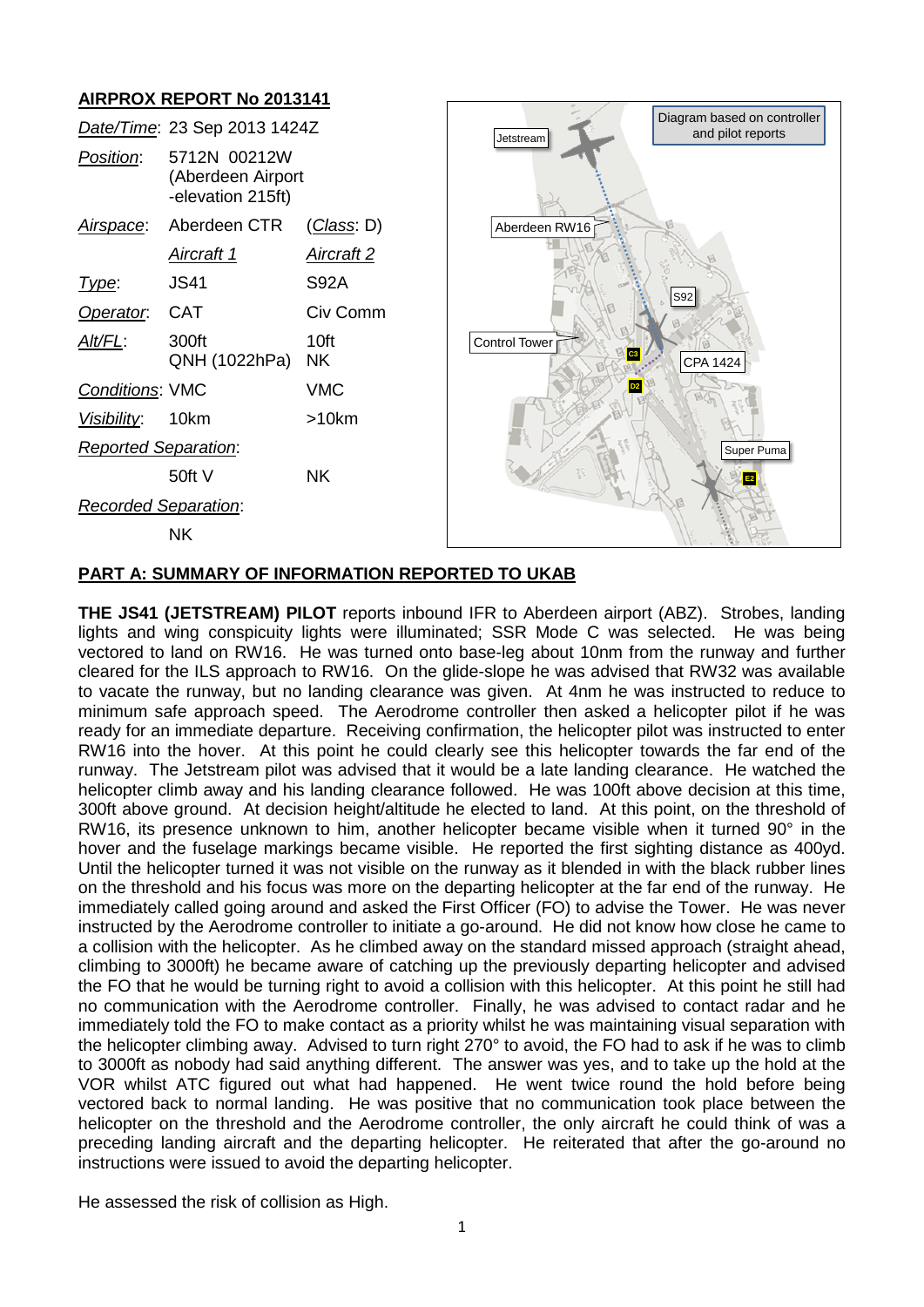## AIRPROX REPORT No 2013141

| | | |
|---|---|---|
| *Date/Time*: | 23 Sep 2013 1424Z | |
| *Position*: | 5712N 00212W (Aberdeen Airport -elevation 215ft) | |
| *Airspace*: | Aberdeen CTR | (*Class*: D) |
| | *Aircraft 1* | *Aircraft 2* |
| *Type*: | JS41 | S92A |
| *Operator*: | CAT | Civ Comm |
| *Alt/FL*: | 300ft QNH (1022hPa) | 10ft NK |
| *Conditions*: | VMC | VMC |
| *Visibility*: | 10km | >10km |
| *Reported Separation*: | | |
| | 50ft V | NK |
| *Recorded Separation*: | | |
| | NK | |

Diagram based on controller and pilot reports

Jetstream

Aberdeen RW16

S92

Control Tower

C3

CPA 1424

D2

Super Puma

E2

## PART A: SUMMARY OF INFORMATION REPORTED TO UKAB

**THE JS41 (JETSTREAM) PILOT** reports inbound IFR to Aberdeen airport (ABZ). Strobes, landing lights and wing conspicuity lights were illuminated; SSR Mode C was selected. He was being vectored to land on RW16. He was turned onto base-leg about 10nm from the runway and further cleared for the ILS approach to RW16. On the glide-slope he was advised that RW32 was available to vacate the runway, but no landing clearance was given. At 4nm he was instructed to reduce to minimum safe approach speed. The Aerodrome controller then asked a helicopter pilot if he was ready for an immediate departure. Receiving confirmation, the helicopter pilot was instructed to enter RW16 into the hover. At this point he could clearly see this helicopter towards the far end of the runway. The Jetstream pilot was advised that it would be a late landing clearance. He watched the helicopter climb away and his landing clearance followed. He was 100ft above decision at this time, 300ft above ground. At decision height/altitude he elected to land. At this point, on the threshold of RW16, its presence unknown to him, another helicopter became visible when it turned 90° in the hover and the fuselage markings became visible. He reported the first sighting distance as 400yd. Until the helicopter turned it was not visible on the runway as it blended in with the black rubber lines on the threshold and his focus was more on the departing helicopter at the far end of the runway. He immediately called going around and asked the First Officer (FO) to advise the Tower. He was never instructed by the Aerodrome controller to initiate a go-around. He did not know how close he came to a collision with the helicopter. As he climbed away on the standard missed approach (straight ahead, climbing to 3000ft) he became aware of catching up the previously departing helicopter and advised the FO that he would be turning right to avoid a collision with this helicopter. At this point he still had no communication with the Aerodrome controller. Finally, he was advised to contact radar and he immediately told the FO to make contact as a priority whilst he was maintaining visual separation with the helicopter climbing away. Advised to turn right 270° to avoid, the FO had to ask if he was to climb to 3000ft as nobody had said anything different. The answer was yes, and to take up the hold at the VOR whilst ATC figured out what had happened. He went twice round the hold before being vectored back to normal landing. He was positive that no communication took place between the helicopter on the threshold and the Aerodrome controller, the only aircraft he could think of was a preceding landing aircraft and the departing helicopter. He reiterated that after the go-around no instructions were issued to avoid the departing helicopter.

He assessed the risk of collision as High.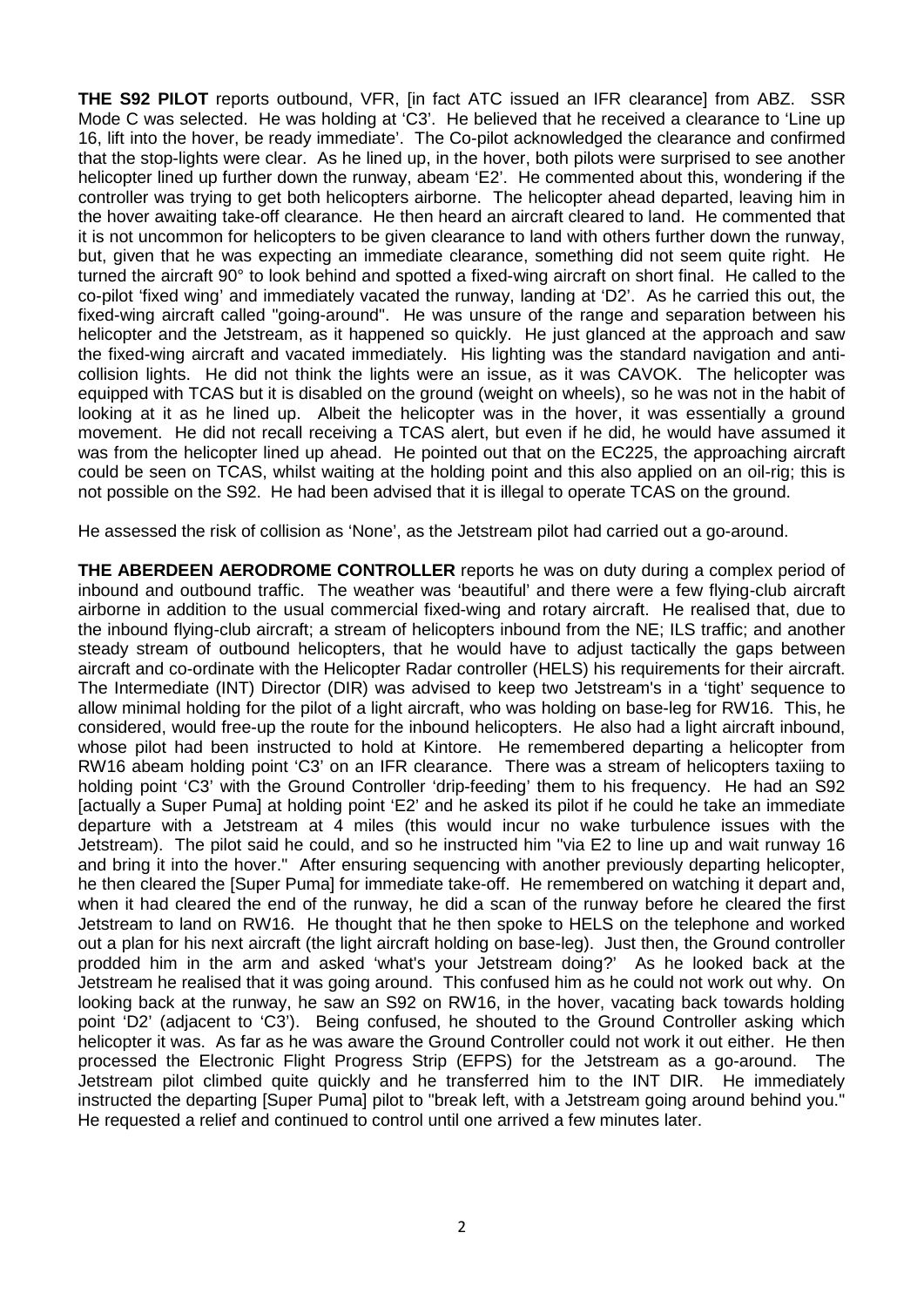**THE S92 PILOT** reports outbound, VFR, [in fact ATC issued an IFR clearance] from ABZ. SSR Mode C was selected. He was holding at 'C3'. He believed that he received a clearance to 'Line up 16, lift into the hover, be ready immediate'. The Co-pilot acknowledged the clearance and confirmed that the stop-lights were clear. As he lined up, in the hover, both pilots were surprised to see another helicopter lined up further down the runway, abeam 'E2'. He commented about this, wondering if the controller was trying to get both helicopters airborne. The helicopter ahead departed, leaving him in the hover awaiting take-off clearance. He then heard an aircraft cleared to land. He commented that it is not uncommon for helicopters to be given clearance to land with others further down the runway, but, given that he was expecting an immediate clearance, something did not seem quite right. He turned the aircraft 90° to look behind and spotted a fixed-wing aircraft on short final. He called to the co-pilot 'fixed wing' and immediately vacated the runway, landing at 'D2'. As he carried this out, the fixed-wing aircraft called "going-around". He was unsure of the range and separation between his helicopter and the Jetstream, as it happened so quickly. He just glanced at the approach and saw the fixed-wing aircraft and vacated immediately. His lighting was the standard navigation and anti-collision lights. He did not think the lights were an issue, as it was CAVOK. The helicopter was equipped with TCAS but it is disabled on the ground (weight on wheels), so he was not in the habit of looking at it as he lined up. Albeit the helicopter was in the hover, it was essentially a ground movement. He did not recall receiving a TCAS alert, but even if he did, he would have assumed it was from the helicopter lined up ahead. He pointed out that on the EC225, the approaching aircraft could be seen on TCAS, whilst waiting at the holding point and this also applied on an oil-rig; this is not possible on the S92. He had been advised that it is illegal to operate TCAS on the ground.

He assessed the risk of collision as 'None', as the Jetstream pilot had carried out a go-around.

**THE ABERDEEN AERODROME CONTROLLER** reports he was on duty during a complex period of inbound and outbound traffic. The weather was 'beautiful' and there were a few flying-club aircraft airborne in addition to the usual commercial fixed-wing and rotary aircraft. He realised that, due to the inbound flying-club aircraft; a stream of helicopters inbound from the NE; ILS traffic; and another steady stream of outbound helicopters, that he would have to adjust tactically the gaps between aircraft and co-ordinate with the Helicopter Radar controller (HELS) his requirements for their aircraft. The Intermediate (INT) Director (DIR) was advised to keep two Jetstream's in a 'tight' sequence to allow minimal holding for the pilot of a light aircraft, who was holding on base-leg for RW16. This, he considered, would free-up the route for the inbound helicopters. He also had a light aircraft inbound, whose pilot had been instructed to hold at Kintore. He remembered departing a helicopter from RW16 abeam holding point 'C3' on an IFR clearance. There was a stream of helicopters taxiing to holding point 'C3' with the Ground Controller 'drip-feeding' them to his frequency. He had an S92 [actually a Super Puma] at holding point 'E2' and he asked its pilot if he could he take an immediate departure with a Jetstream at 4 miles (this would incur no wake turbulence issues with the Jetstream). The pilot said he could, and so he instructed him "via E2 to line up and wait runway 16 and bring it into the hover." After ensuring sequencing with another previously departing helicopter, he then cleared the [Super Puma] for immediate take-off. He remembered on watching it depart and, when it had cleared the end of the runway, he did a scan of the runway before he cleared the first Jetstream to land on RW16. He thought that he then spoke to HELS on the telephone and worked out a plan for his next aircraft (the light aircraft holding on base-leg). Just then, the Ground controller prodded him in the arm and asked 'what's your Jetstream doing?' As he looked back at the Jetstream he realised that it was going around. This confused him as he could not work out why. On looking back at the runway, he saw an S92 on RW16, in the hover, vacating back towards holding point 'D2' (adjacent to 'C3'). Being confused, he shouted to the Ground Controller asking which helicopter it was. As far as he was aware the Ground Controller could not work it out either. He then processed the Electronic Flight Progress Strip (EFPS) for the Jetstream as a go-around. The Jetstream pilot climbed quite quickly and he transferred him to the INT DIR. He immediately instructed the departing [Super Puma] pilot to "break left, with a Jetstream going around behind you." He requested a relief and continued to control until one arrived a few minutes later.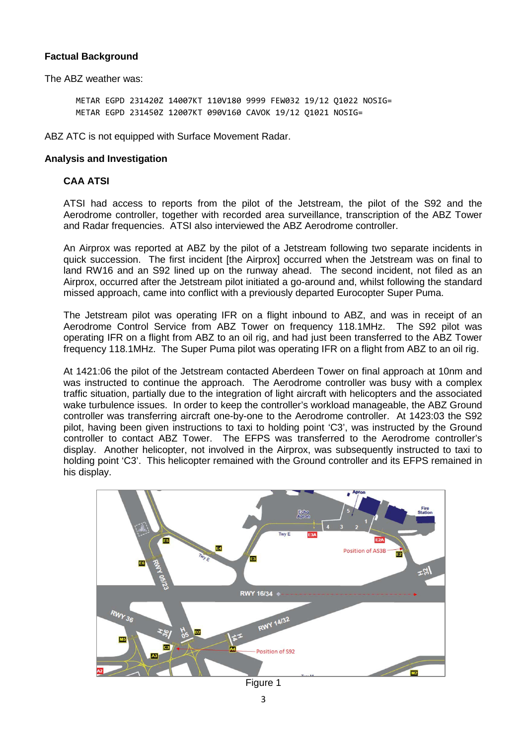**Factual Background**

The ABZ weather was:

```
METAR EGPD 231420Z 14007KT 110V180 9999 FEW032 19/12 Q1022 NOSIG=
METAR EGPD 231450Z 12007KT 090V160 CAVOK 19/12 Q1021 NOSIG=
```

ABZ ATC is not equipped with Surface Movement Radar.

**Analysis and Investigation**

**CAA ATSI**

ATSI had access to reports from the pilot of the Jetstream, the pilot of the S92 and the Aerodrome controller, together with recorded area surveillance, transcription of the ABZ Tower and Radar frequencies. ATSI also interviewed the ABZ Aerodrome controller.

An Airprox was reported at ABZ by the pilot of a Jetstream following two separate incidents in quick succession. The first incident [the Airprox] occurred when the Jetstream was on final to land RW16 and an S92 lined up on the runway ahead. The second incident, not filed as an Airprox, occurred after the Jetstream pilot initiated a go-around and, whilst following the standard missed approach, came into conflict with a previously departed Eurocopter Super Puma.

The Jetstream pilot was operating IFR on a flight inbound to ABZ, and was in receipt of an Aerodrome Control Service from ABZ Tower on frequency 118.1MHz. The S92 pilot was operating IFR on a flight from ABZ to an oil rig, and had just been transferred to the ABZ Tower frequency 118.1MHz. The Super Puma pilot was operating IFR on a flight from ABZ to an oil rig.

At 1421:06 the pilot of the Jetstream contacted Aberdeen Tower on final approach at 10nm and was instructed to continue the approach. The Aerodrome controller was busy with a complex traffic situation, partially due to the integration of light aircraft with helicopters and the associated wake turbulence issues. In order to keep the controller's workload manageable, the ABZ Ground controller was transferring aircraft one-by-one to the Aerodrome controller. At 1423:03 the S92 pilot, having been given instructions to taxi to holding point 'C3', was instructed by the Ground controller to contact ABZ Tower. The EFPS was transferred to the Aerodrome controller's display. Another helicopter, not involved in the Airprox, was subsequently instructed to taxi to holding point 'C3'. This helicopter remained with the Ground controller and its EFPS remained in his display.

Figure 1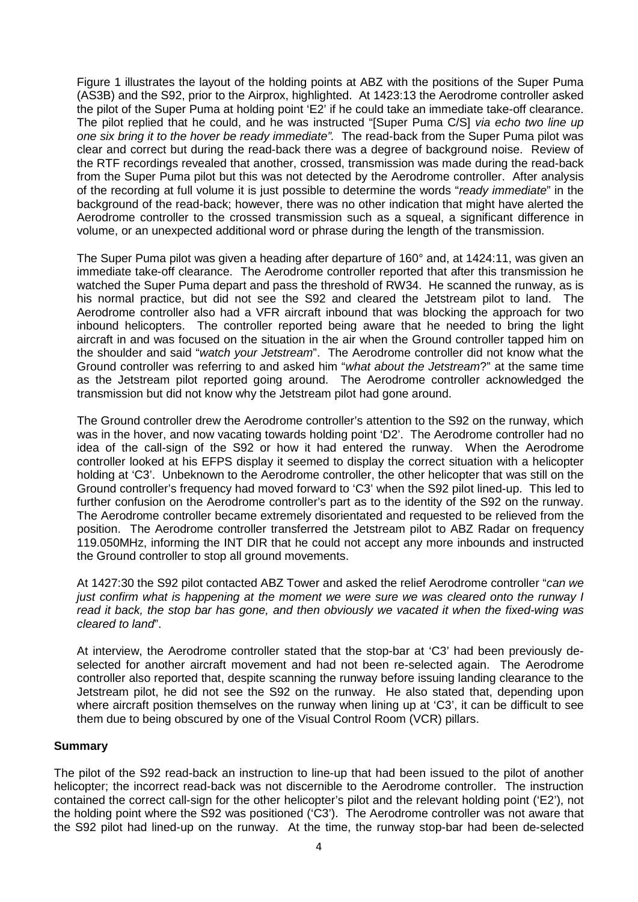Figure 1 illustrates the layout of the holding points at ABZ with the positions of the Super Puma (AS3B) and the S92, prior to the Airprox, highlighted. At 1423:13 the Aerodrome controller asked the pilot of the Super Puma at holding point 'E2' if he could take an immediate take-off clearance. The pilot replied that he could, and he was instructed "[Super Puma C/S] *via echo two line up one six bring it to the hover be ready immediate".* The read-back from the Super Puma pilot was clear and correct but during the read-back there was a degree of background noise. Review of the RTF recordings revealed that another, crossed, transmission was made during the read-back from the Super Puma pilot but this was not detected by the Aerodrome controller. After analysis of the recording at full volume it is just possible to determine the words "*ready immediate*" in the background of the read-back; however, there was no other indication that might have alerted the Aerodrome controller to the crossed transmission such as a squeal, a significant difference in volume, or an unexpected additional word or phrase during the length of the transmission.

The Super Puma pilot was given a heading after departure of 160° and, at 1424:11, was given an immediate take-off clearance. The Aerodrome controller reported that after this transmission he watched the Super Puma depart and pass the threshold of RW34. He scanned the runway, as is his normal practice, but did not see the S92 and cleared the Jetstream pilot to land. The Aerodrome controller also had a VFR aircraft inbound that was blocking the approach for two inbound helicopters. The controller reported being aware that he needed to bring the light aircraft in and was focused on the situation in the air when the Ground controller tapped him on the shoulder and said "*watch your Jetstream*". The Aerodrome controller did not know what the Ground controller was referring to and asked him "*what about the Jetstream*?" at the same time as the Jetstream pilot reported going around. The Aerodrome controller acknowledged the transmission but did not know why the Jetstream pilot had gone around.

The Ground controller drew the Aerodrome controller's attention to the S92 on the runway, which was in the hover, and now vacating towards holding point 'D2'. The Aerodrome controller had no idea of the call-sign of the S92 or how it had entered the runway. When the Aerodrome controller looked at his EFPS display it seemed to display the correct situation with a helicopter holding at 'C3'. Unbeknown to the Aerodrome controller, the other helicopter that was still on the Ground controller's frequency had moved forward to 'C3' when the S92 pilot lined-up. This led to further confusion on the Aerodrome controller's part as to the identity of the S92 on the runway. The Aerodrome controller became extremely disorientated and requested to be relieved from the position. The Aerodrome controller transferred the Jetstream pilot to ABZ Radar on frequency 119.050MHz, informing the INT DIR that he could not accept any more inbounds and instructed the Ground controller to stop all ground movements.

At 1427:30 the S92 pilot contacted ABZ Tower and asked the relief Aerodrome controller "*can we just confirm what is happening at the moment we were sure we was cleared onto the runway I read it back, the stop bar has gone, and then obviously we vacated it when the fixed-wing was cleared to land*".

At interview, the Aerodrome controller stated that the stop-bar at 'C3' had been previously de-selected for another aircraft movement and had not been re-selected again. The Aerodrome controller also reported that, despite scanning the runway before issuing landing clearance to the Jetstream pilot, he did not see the S92 on the runway. He also stated that, depending upon where aircraft position themselves on the runway when lining up at 'C3', it can be difficult to see them due to being obscured by one of the Visual Control Room (VCR) pillars.

## Summary

The pilot of the S92 read-back an instruction to line-up that had been issued to the pilot of another helicopter; the incorrect read-back was not discernible to the Aerodrome controller. The instruction contained the correct call-sign for the other helicopter's pilot and the relevant holding point ('E2'), not the holding point where the S92 was positioned ('C3'). The Aerodrome controller was not aware that the S92 pilot had lined-up on the runway. At the time, the runway stop-bar had been de-selected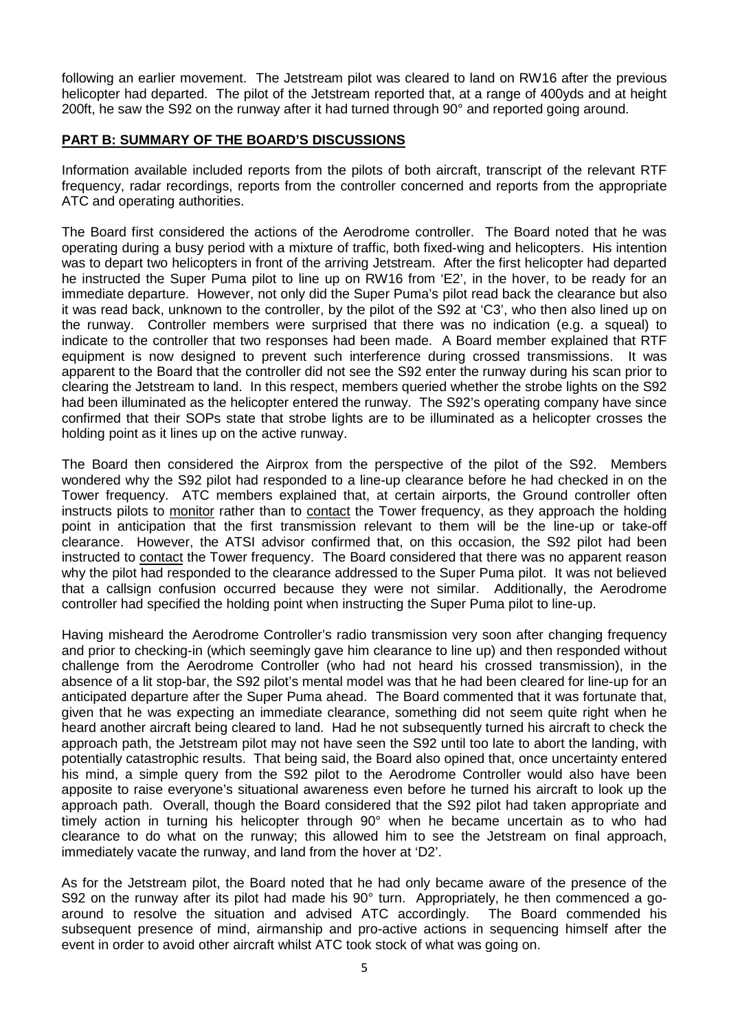following an earlier movement. The Jetstream pilot was cleared to land on RW16 after the previous helicopter had departed. The pilot of the Jetstream reported that, at a range of 400yds and at height 200ft, he saw the S92 on the runway after it had turned through 90° and reported going around.

## **PART B: SUMMARY OF THE BOARD'S DISCUSSIONS**

Information available included reports from the pilots of both aircraft, transcript of the relevant RTF frequency, radar recordings, reports from the controller concerned and reports from the appropriate ATC and operating authorities.

The Board first considered the actions of the Aerodrome controller. The Board noted that he was operating during a busy period with a mixture of traffic, both fixed-wing and helicopters. His intention was to depart two helicopters in front of the arriving Jetstream. After the first helicopter had departed he instructed the Super Puma pilot to line up on RW16 from 'E2', in the hover, to be ready for an immediate departure. However, not only did the Super Puma's pilot read back the clearance but also it was read back, unknown to the controller, by the pilot of the S92 at 'C3', who then also lined up on the runway. Controller members were surprised that there was no indication (e.g. a squeal) to indicate to the controller that two responses had been made. A Board member explained that RTF equipment is now designed to prevent such interference during crossed transmissions. It was apparent to the Board that the controller did not see the S92 enter the runway during his scan prior to clearing the Jetstream to land. In this respect, members queried whether the strobe lights on the S92 had been illuminated as the helicopter entered the runway. The S92's operating company have since confirmed that their SOPs state that strobe lights are to be illuminated as a helicopter crosses the holding point as it lines up on the active runway.

The Board then considered the Airprox from the perspective of the pilot of the S92. Members wondered why the S92 pilot had responded to a line-up clearance before he had checked in on the Tower frequency. ATC members explained that, at certain airports, the Ground controller often instructs pilots to <u>monitor</u> rather than to <u>contact</u> the Tower frequency, as they approach the holding point in anticipation that the first transmission relevant to them will be the line-up or take-off clearance. However, the ATSI advisor confirmed that, on this occasion, the S92 pilot had been instructed to <u>contact</u> the Tower frequency. The Board considered that there was no apparent reason why the pilot had responded to the clearance addressed to the Super Puma pilot. It was not believed that a callsign confusion occurred because they were not similar. Additionally, the Aerodrome controller had specified the holding point when instructing the Super Puma pilot to line-up.

Having misheard the Aerodrome Controller's radio transmission very soon after changing frequency and prior to checking-in (which seemingly gave him clearance to line up) and then responded without challenge from the Aerodrome Controller (who had not heard his crossed transmission), in the absence of a lit stop-bar, the S92 pilot's mental model was that he had been cleared for line-up for an anticipated departure after the Super Puma ahead. The Board commented that it was fortunate that, given that he was expecting an immediate clearance, something did not seem quite right when he heard another aircraft being cleared to land. Had he not subsequently turned his aircraft to check the approach path, the Jetstream pilot may not have seen the S92 until too late to abort the landing, with potentially catastrophic results. That being said, the Board also opined that, once uncertainty entered his mind, a simple query from the S92 pilot to the Aerodrome Controller would also have been apposite to raise everyone's situational awareness even before he turned his aircraft to look up the approach path. Overall, though the Board considered that the S92 pilot had taken appropriate and timely action in turning his helicopter through 90° when he became uncertain as to who had clearance to do what on the runway; this allowed him to see the Jetstream on final approach, immediately vacate the runway, and land from the hover at 'D2'.

As for the Jetstream pilot, the Board noted that he had only became aware of the presence of the S92 on the runway after its pilot had made his 90° turn. Appropriately, he then commenced a go-around to resolve the situation and advised ATC accordingly. The Board commended his subsequent presence of mind, airmanship and pro-active actions in sequencing himself after the event in order to avoid other aircraft whilst ATC took stock of what was going on.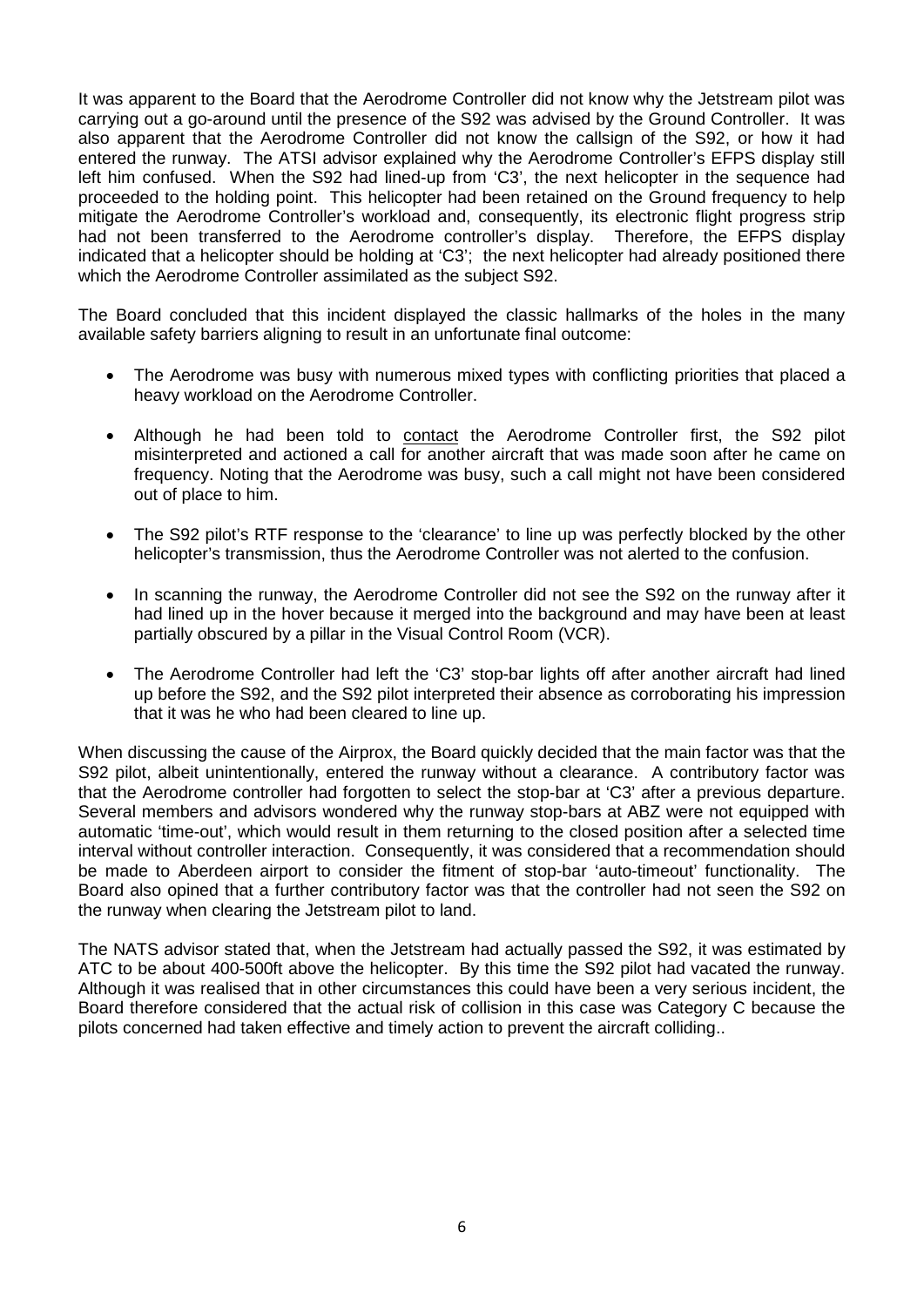It was apparent to the Board that the Aerodrome Controller did not know why the Jetstream pilot was carrying out a go-around until the presence of the S92 was advised by the Ground Controller. It was also apparent that the Aerodrome Controller did not know the callsign of the S92, or how it had entered the runway. The ATSI advisor explained why the Aerodrome Controller's EFPS display still left him confused. When the S92 had lined-up from 'C3', the next helicopter in the sequence had proceeded to the holding point. This helicopter had been retained on the Ground frequency to help mitigate the Aerodrome Controller's workload and, consequently, its electronic flight progress strip had not been transferred to the Aerodrome controller's display. Therefore, the EFPS display indicated that a helicopter should be holding at 'C3'; the next helicopter had already positioned there which the Aerodrome Controller assimilated as the subject S92.

The Board concluded that this incident displayed the classic hallmarks of the holes in the many available safety barriers aligning to result in an unfortunate final outcome:

- The Aerodrome was busy with numerous mixed types with conflicting priorities that placed a heavy workload on the Aerodrome Controller.
- Although he had been told to contact the Aerodrome Controller first, the S92 pilot misinterpreted and actioned a call for another aircraft that was made soon after he came on frequency. Noting that the Aerodrome was busy, such a call might not have been considered out of place to him.
- The S92 pilot's RTF response to the 'clearance' to line up was perfectly blocked by the other helicopter's transmission, thus the Aerodrome Controller was not alerted to the confusion.
- In scanning the runway, the Aerodrome Controller did not see the S92 on the runway after it had lined up in the hover because it merged into the background and may have been at least partially obscured by a pillar in the Visual Control Room (VCR).
- The Aerodrome Controller had left the 'C3' stop-bar lights off after another aircraft had lined up before the S92, and the S92 pilot interpreted their absence as corroborating his impression that it was he who had been cleared to line up.

When discussing the cause of the Airprox, the Board quickly decided that the main factor was that the S92 pilot, albeit unintentionally, entered the runway without a clearance. A contributory factor was that the Aerodrome controller had forgotten to select the stop-bar at 'C3' after a previous departure. Several members and advisors wondered why the runway stop-bars at ABZ were not equipped with automatic 'time-out', which would result in them returning to the closed position after a selected time interval without controller interaction. Consequently, it was considered that a recommendation should be made to Aberdeen airport to consider the fitment of stop-bar 'auto-timeout' functionality. The Board also opined that a further contributory factor was that the controller had not seen the S92 on the runway when clearing the Jetstream pilot to land.

The NATS advisor stated that, when the Jetstream had actually passed the S92, it was estimated by ATC to be about 400-500ft above the helicopter. By this time the S92 pilot had vacated the runway. Although it was realised that in other circumstances this could have been a very serious incident, the Board therefore considered that the actual risk of collision in this case was Category C because the pilots concerned had taken effective and timely action to prevent the aircraft colliding..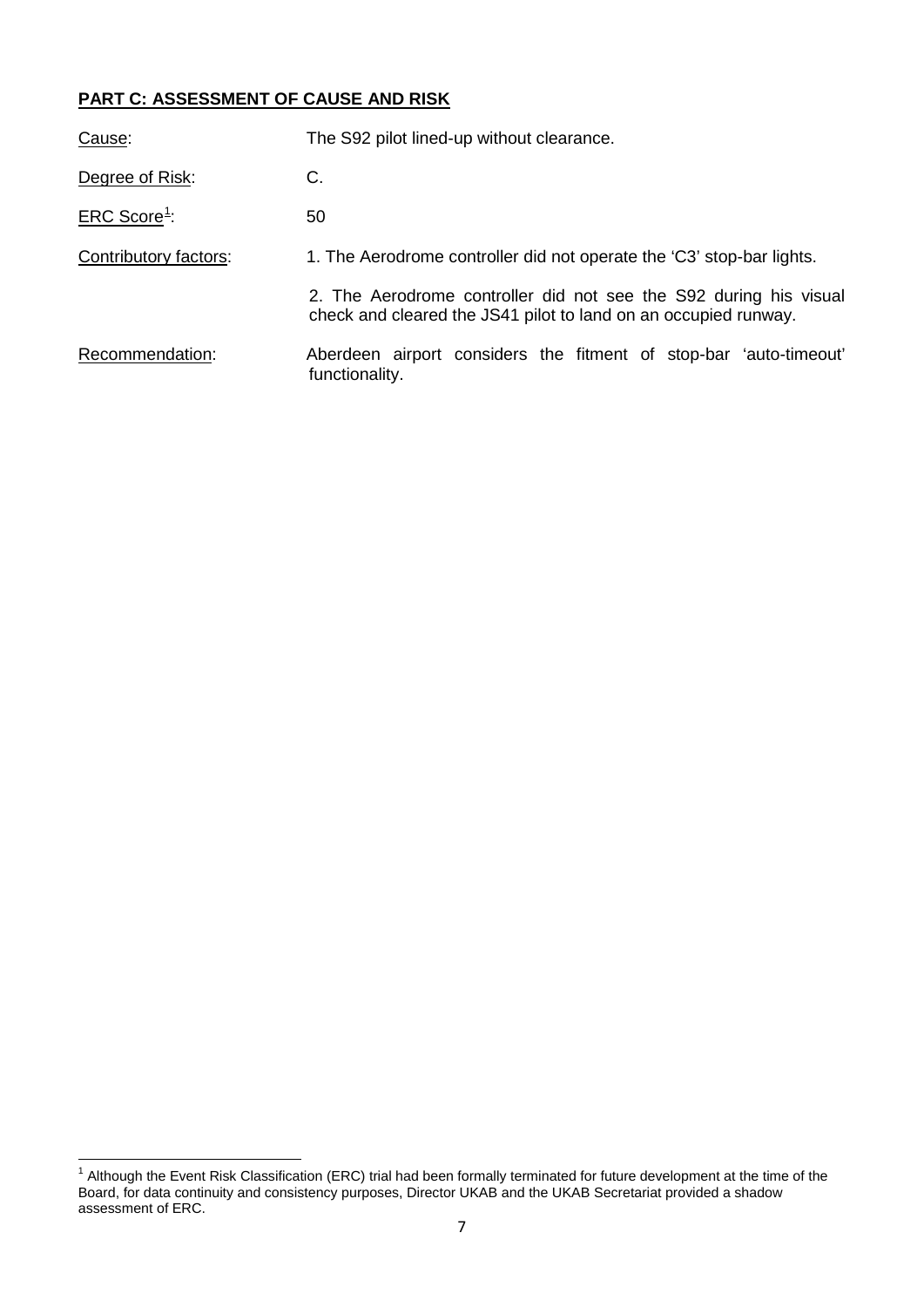**PART C: ASSESSMENT OF CAUSE AND RISK**

Cause: The S92 pilot lined-up without clearance.

Degree of Risk: C.

ERC Score[1]: 50

Contributory factors: 1. The Aerodrome controller did not operate the 'C3' stop-bar lights.

2. The Aerodrome controller did not see the S92 during his visual check and cleared the JS41 pilot to land on an occupied runway.

Recommendation: Aberdeen airport considers the fitment of stop-bar 'auto-timeout' functionality.

[1] Although the Event Risk Classification (ERC) trial had been formally terminated for future development at the time of the Board, for data continuity and consistency purposes, Director UKAB and the UKAB Secretariat provided a shadow assessment of ERC.